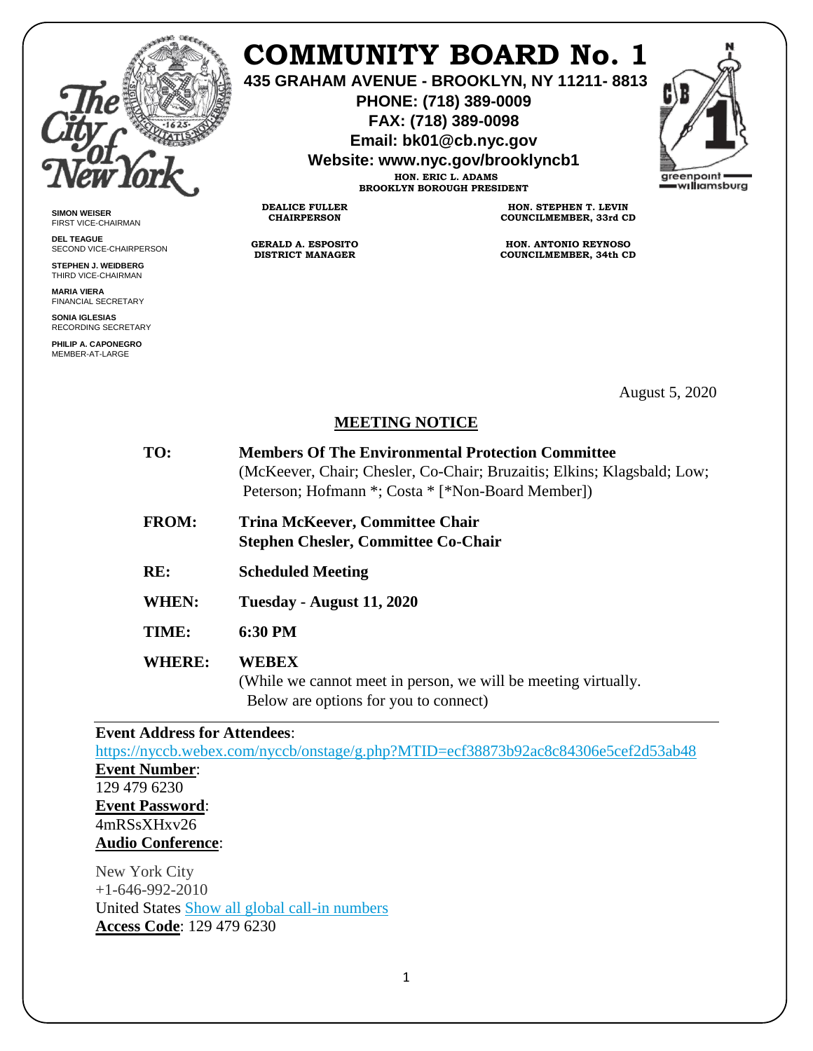# COMMUNITY BOARD No. 1

**435 GRAHAM AVENUE - BROOKLYN, NY 11211- 8813**
**PHONE: (718) 389-0009**
**FAX: (718) 389-0098**
**Email: bk01@cb.nyc.gov**
**Website: www.nyc.gov/brooklyncb1**

**HON. ERIC L. ADAMS**
**BROOKLYN BOROUGH PRESIDENT**

**DEALICE FULLER**
**CHAIRPERSON**

**HON. STEPHEN T. LEVIN**
**COUNCILMEMBER, 33rd CD**

**GERALD A. ESPOSITO**
**DISTRICT MANAGER**

**HON. ANTONIO REYNOSO**
**COUNCILMEMBER, 34th CD**

**SIMON WEISER**
FIRST VICE-CHAIRMAN

**DEL TEAGUE**
SECOND VICE-CHAIRPERSON

**STEPHEN J. WEIDBERG**
THIRD VICE-CHAIRMAN

**MARIA VIERA**
FINANCIAL SECRETARY

**SONIA IGLESIAS**
RECORDING SECRETARY

**PHILIP A. CAPONEGRO**
MEMBER-AT-LARGE

August 5, 2020

## MEETING NOTICE

**TO:** **Members Of The Environmental Protection Committee**
(McKeever, Chair; Chesler, Co-Chair; Bruzaitis; Elkins; Klagsbald; Low; Peterson; Hofmann *; Costa * [*Non-Board Member])

**FROM:** **Trina McKeever, Committee Chair**
**Stephen Chesler, Committee Co-Chair**

**RE:** **Scheduled Meeting**

**WHEN:** **Tuesday - August 11, 2020**

**TIME:** **6:30 PM**

**WHERE:** **WEBEX**
(While we cannot meet in person, we will be meeting virtually. Below are options for you to connect)

---

**Event Address for Attendees**:
https://nyccb.webex.com/nyccb/onstage/g.php?MTID=ecf38873b92ac8c84306e5cef2d53ab48

**Event Number**:
129 479 6230

**Event Password**:
4mRSsXHxv26

**Audio Conference**:

New York City
+1-646-992-2010
United States Show all global call-in numbers
**Access Code**: 129 479 6230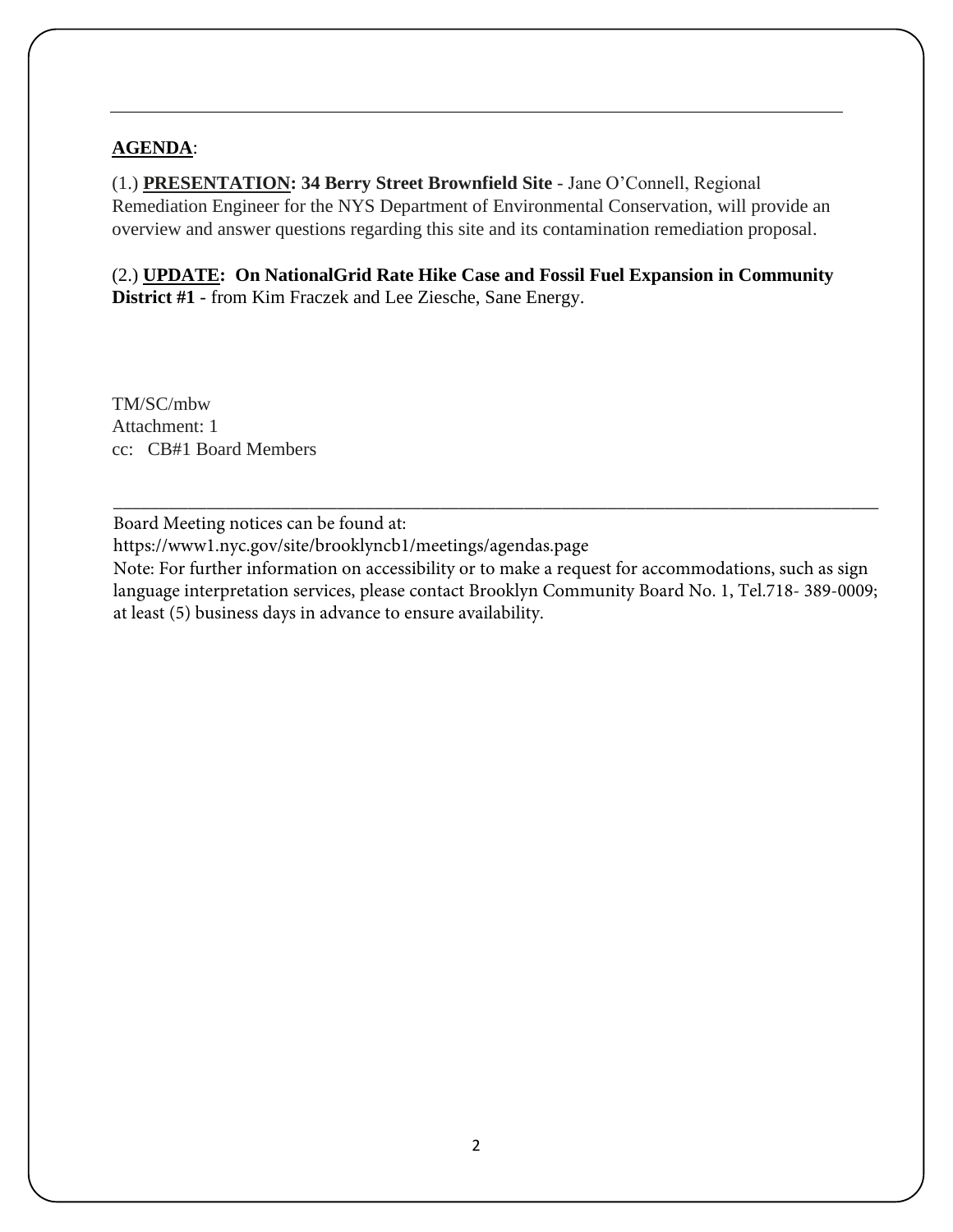---

**AGENDA**:

(1.) **PRESENTATION: 34 Berry Street Brownfield Site** - Jane O'Connell, Regional Remediation Engineer for the NYS Department of Environmental Conservation, will provide an overview and answer questions regarding this site and its contamination remediation proposal.

(2.) **UPDATE: On NationalGrid Rate Hike Case and Fossil Fuel Expansion in Community District #1** - from Kim Fraczek and Lee Ziesche, Sane Energy.

TM/SC/mbw
Attachment: 1
cc: CB#1 Board Members

---

Board Meeting notices can be found at:
https://www1.nyc.gov/site/brooklyncb1/meetings/agendas.page
Note: For further information on accessibility or to make a request for accommodations, such as sign language interpretation services, please contact Brooklyn Community Board No. 1, Tel.718- 389-0009; at least (5) business days in advance to ensure availability.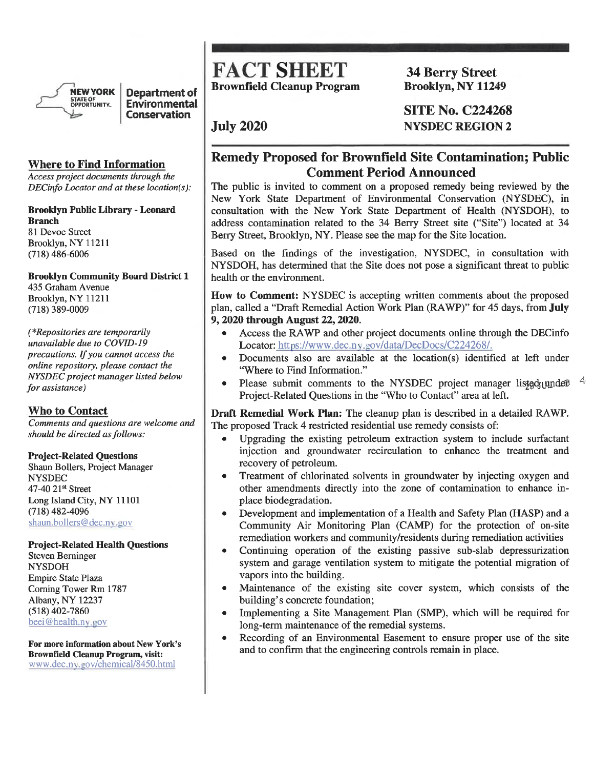NEW YORK STATE OF OPPORTUNITY. **Department of Environmental Conservation**

# FACT SHEET

**Brownfield Cleanup Program**

**July 2020**

**34 Berry Street**
**Brooklyn, NY 11249**

**SITE No. C224268**
**NYSDEC REGION 2**

## Remedy Proposed for Brownfield Site Contamination; Public Comment Period Announced

The public is invited to comment on a proposed remedy being reviewed by the New York State Department of Environmental Conservation (NYSDEC), in consultation with the New York State Department of Health (NYSDOH), to address contamination related to the 34 Berry Street site ("Site") located at 34 Berry Street, Brooklyn, NY. Please see the map for the Site location.

Based on the findings of the investigation, NYSDEC, in consultation with NYSDOH, has determined that the Site does not pose a significant threat to public health or the environment.

**How to Comment:** NYSDEC is accepting written comments about the proposed plan, called a "Draft Remedial Action Work Plan (RAWP)" for 45 days, from **July 9, 2020 through August 22, 2020.**

- Access the RAWP and other project documents online through the DECinfo Locator: https://www.dec.ny.gov/data/DecDocs/C224268/.
- Documents also are available at the location(s) identified at left under "Where to Find Information."
- Please submit comments to the NYSDEC project manager listed under Project-Related Questions in the "Who to Contact" area at left.

**Draft Remedial Work Plan:** The cleanup plan is described in a detailed RAWP. The proposed Track 4 restricted residential use remedy consists of:

- Upgrading the existing petroleum extraction system to include surfactant injection and groundwater recirculation to enhance the treatment and recovery of petroleum.
- Treatment of chlorinated solvents in groundwater by injecting oxygen and other amendments directly into the zone of contamination to enhance in-place biodegradation.
- Development and implementation of a Health and Safety Plan (HASP) and a Community Air Monitoring Plan (CAMP) for the protection of on-site remediation workers and community/residents during remediation activities
- Continuing operation of the existing passive sub-slab depressurization system and garage ventilation system to mitigate the potential migration of vapors into the building.
- Maintenance of the existing site cover system, which consists of the building's concrete foundation;
- Implementing a Site Management Plan (SMP), which will be required for long-term maintenance of the remedial systems.
- Recording of an Environmental Easement to ensure proper use of the site and to confirm that the engineering controls remain in place.

## Where to Find Information

*Access project documents through the DECinfo Locator and at these location(s):*

**Brooklyn Public Library - Leonard Branch**
81 Devoe Street
Brooklyn, NY 11211
(718) 486-6006

**Brooklyn Community Board District 1**
435 Graham Avenue
Brooklyn, NY 11211
(718) 389-0009

*(\*Repositories are temporarily unavailable due to COVID-19 precautions. If you cannot access the online repository, please contact the NYSDEC project manager listed below for assistance)*

## Who to Contact

*Comments and questions are welcome and should be directed as follows:*

**Project-Related Questions**
Shaun Bollers, Project Manager
NYSDEC
47-40 21st Street
Long Island City, NY 11101
(718) 482-4096
shaun.bollers@dec.ny.gov

**Project-Related Health Questions**
Steven Berninger
NYSDOH
Empire State Plaza
Corning Tower Rm 1787
Albany, NY 12237
(518) 402-7860
beei@health.ny.gov

**For more information about New York's Brownfield Cleanup Program, visit:**
www.dec.ny.gov/chemical/8450.html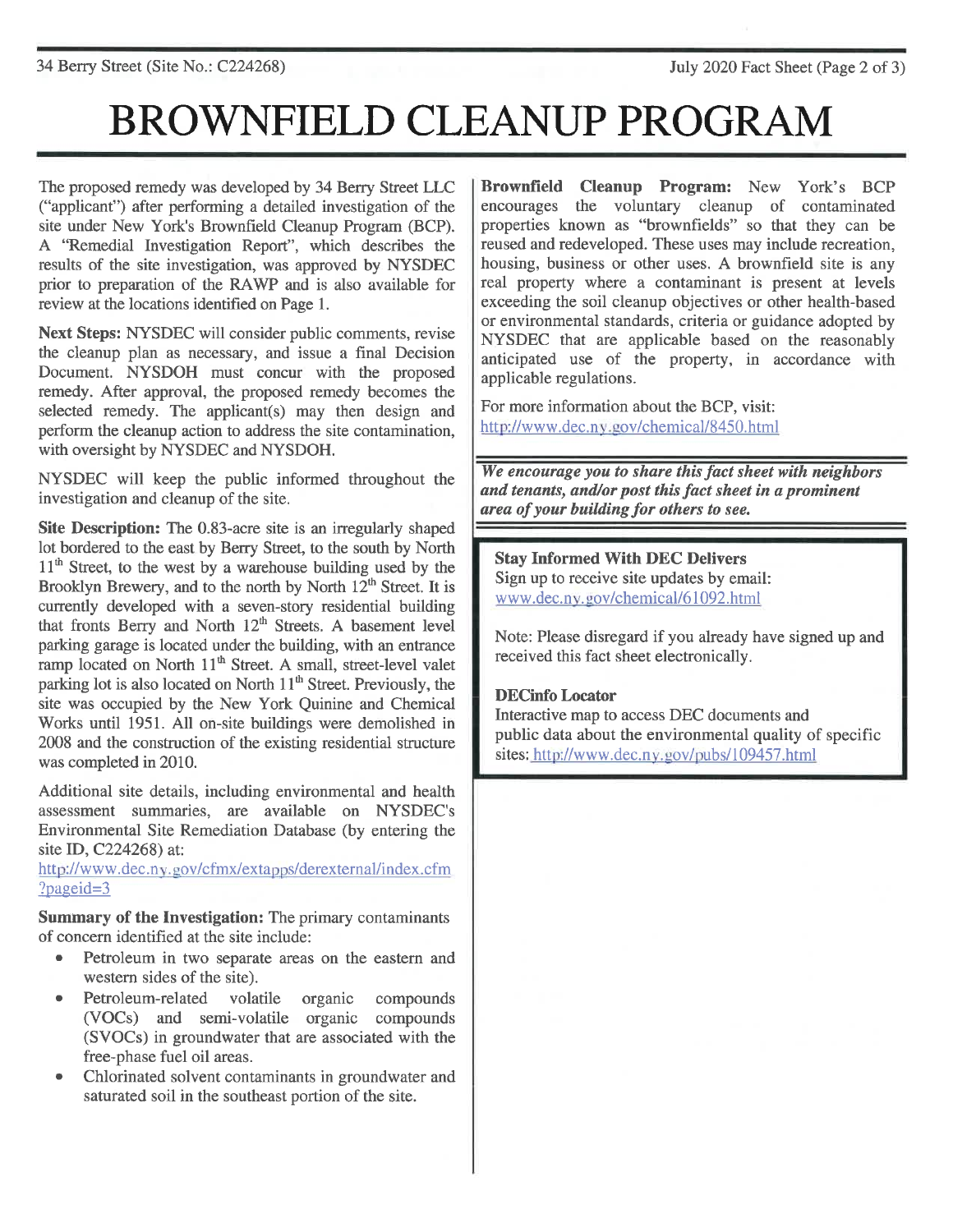# BROWNFIELD CLEANUP PROGRAM

The proposed remedy was developed by 34 Berry Street LLC ("applicant") after performing a detailed investigation of the site under New York's Brownfield Cleanup Program (BCP). A "Remedial Investigation Report", which describes the results of the site investigation, was approved by NYSDEC prior to preparation of the RAWP and is also available for review at the locations identified on Page 1.

**Next Steps:** NYSDEC will consider public comments, revise the cleanup plan as necessary, and issue a final Decision Document. NYSDOH must concur with the proposed remedy. After approval, the proposed remedy becomes the selected remedy. The applicant(s) may then design and perform the cleanup action to address the site contamination, with oversight by NYSDEC and NYSDOH.

NYSDEC will keep the public informed throughout the investigation and cleanup of the site.

**Site Description:** The 0.83-acre site is an irregularly shaped lot bordered to the east by Berry Street, to the south by North 11th Street, to the west by a warehouse building used by the Brooklyn Brewery, and to the north by North 12th Street. It is currently developed with a seven-story residential building that fronts Berry and North 12th Streets. A basement level parking garage is located under the building, with an entrance ramp located on North 11th Street. A small, street-level valet parking lot is also located on North 11th Street. Previously, the site was occupied by the New York Quinine and Chemical Works until 1951. All on-site buildings were demolished in 2008 and the construction of the existing residential structure was completed in 2010.

Additional site details, including environmental and health assessment summaries, are available on NYSDEC's Environmental Site Remediation Database (by entering the site ID, C224268) at:
http://www.dec.ny.gov/cfmx/extapps/derexternal/index.cfm?pageid=3

**Summary of the Investigation:** The primary contaminants of concern identified at the site include:

- Petroleum in two separate areas on the eastern and western sides of the site).
- Petroleum-related volatile organic compounds (VOCs) and semi-volatile organic compounds (SVOCs) in groundwater that are associated with the free-phase fuel oil areas.
- Chlorinated solvent contaminants in groundwater and saturated soil in the southeast portion of the site.

**Brownfield Cleanup Program:** New York's BCP encourages the voluntary cleanup of contaminated properties known as "brownfields" so that they can be reused and redeveloped. These uses may include recreation, housing, business or other uses. A brownfield site is any real property where a contaminant is present at levels exceeding the soil cleanup objectives or other health-based or environmental standards, criteria or guidance adopted by NYSDEC that are applicable based on the reasonably anticipated use of the property, in accordance with applicable regulations.

For more information about the BCP, visit:
http://www.dec.ny.gov/chemical/8450.html

***We encourage you to share this fact sheet with neighbors and tenants, and/or post this fact sheet in a prominent area of your building for others to see.***

**Stay Informed With DEC Delivers**
Sign up to receive site updates by email:
www.dec.ny.gov/chemical/61092.html

Note: Please disregard if you already have signed up and received this fact sheet electronically.

**DECinfo Locator**
Interactive map to access DEC documents and public data about the environmental quality of specific sites: http://www.dec.ny.gov/pubs/109457.html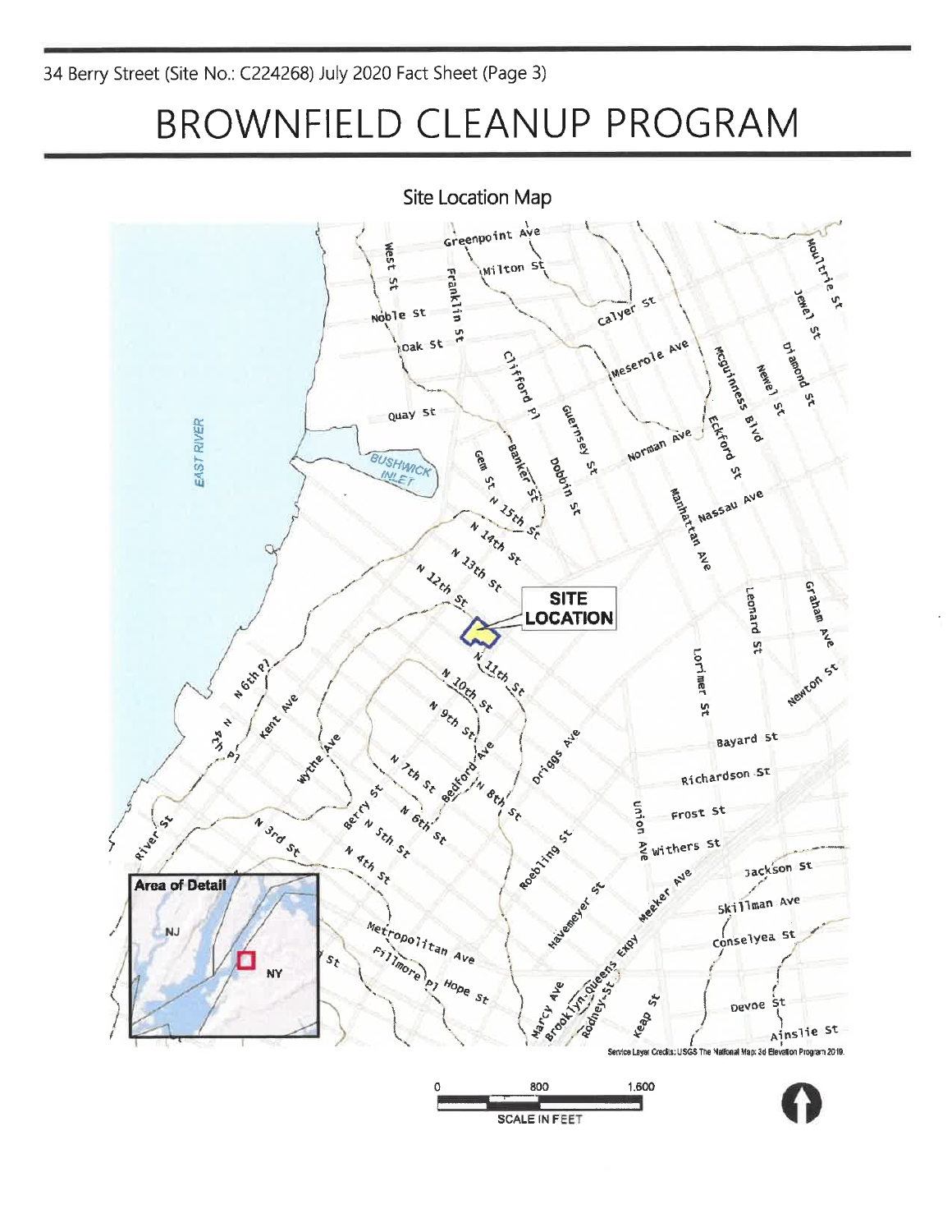# BROWNFIELD CLEANUP PROGRAM

## Site Location Map

SITE LOCATION

Area of Detail

NJ

NY

EAST RIVER

BUSHWICK INLET

Service Layer Credits: USGS The National Map: 3d Elevation Program 2019.

0 800 1,600

SCALE IN FEET